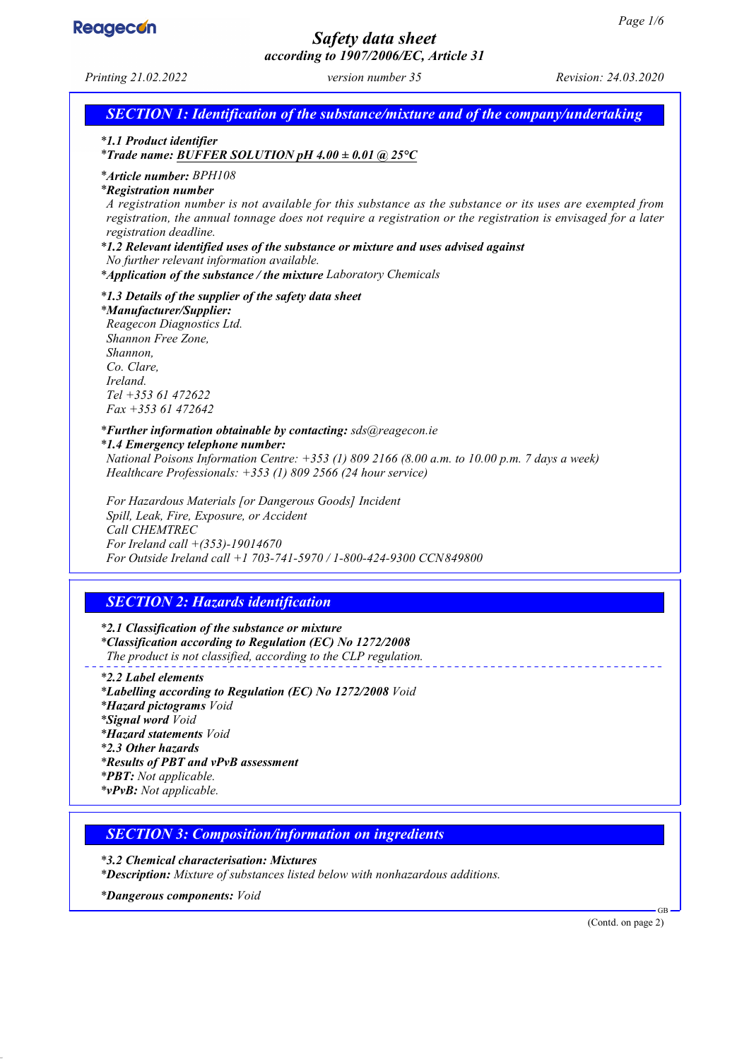# Safety data sheet

*according to 1907/2006/EC, Article 31*

*Printing 21.02.2022* *version number 35* *Revision: 24.03.2020*

## SECTION 1: Identification of the substance/mixture and of the company/undertaking

- ***1.1 Product identifier**
- ***Trade name:** **BUFFER SOLUTION pH 4.00 ± 0.01 @ 25°C**
- ***Article number:** BPH108
- ***Registration number**

  A registration number is not available for this substance as the substance or its uses are exempted from registration, the annual tonnage does not require a registration or the registration is envisaged for a later registration deadline.
- ***1.2 Relevant identified uses of the substance or mixture and uses advised against**

  No further relevant information available.
- ***Application of the substance / the mixture** Laboratory Chemicals
- ***1.3 Details of the supplier of the safety data sheet**
- ***Manufacturer/Supplier:**

  Reagecon Diagnostics Ltd.
  Shannon Free Zone,
  Shannon,
  Co. Clare,
  Ireland.
  Tel +353 61 472622
  Fax +353 61 472642
- ***Further information obtainable by contacting:** sds@reagecon.ie
- ***1.4 Emergency telephone number:**

  National Poisons Information Centre: +353 (1) 809 2166 (8.00 a.m. to 10.00 p.m. 7 days a week)
  Healthcare Professionals: +353 (1) 809 2566 (24 hour service)

  For Hazardous Materials [or Dangerous Goods] Incident
  Spill, Leak, Fire, Exposure, or Accident
  Call CHEMTREC
  For Ireland call +(353)-19014670
  For Outside Ireland call +1 703-741-5970 / 1-800-424-9300 CCN849800

## SECTION 2: Hazards identification

- ***2.1 Classification of the substance or mixture**
- ***Classification according to Regulation (EC) No 1272/2008**

  The product is not classified, according to the CLP regulation.
- ***2.2 Label elements**
- ***Labelling according to Regulation (EC) No 1272/2008** Void
- ***Hazard pictograms** Void
- ***Signal word** Void
- ***Hazard statements** Void
- ***2.3 Other hazards**
- ***Results of PBT and vPvB assessment**
- ***PBT:** Not applicable.
- ***vPvB:** Not applicable.

## SECTION 3: Composition/information on ingredients

- ***3.2 Chemical characterisation: Mixtures**
- ***Description:** Mixture of substances listed below with nonhazardous additions.
- ***Dangerous components:** Void

(Contd. on page 2)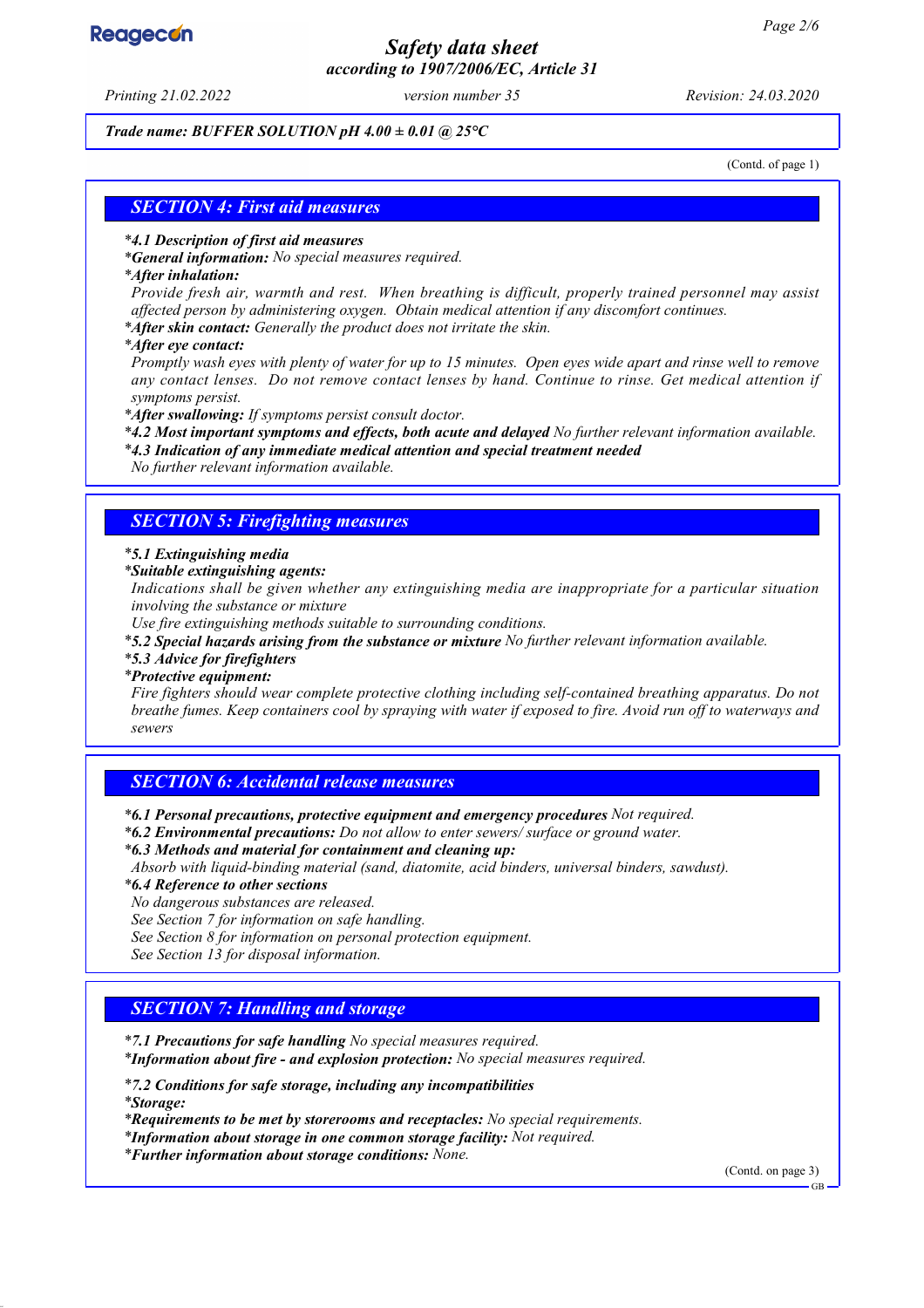*Trade name: BUFFER SOLUTION pH 4.00 ± 0.01 @ 25°C*

(Contd. of page 1)

## SECTION 4: First aid measures

- ***4.1 Description of first aid measures***
- ***General information:*** *No special measures required.*
- ***After inhalation:***
  *Provide fresh air, warmth and rest. When breathing is difficult, properly trained personnel may assist affected person by administering oxygen. Obtain medical attention if any discomfort continues.*
- ***After skin contact:*** *Generally the product does not irritate the skin.*
- ***After eye contact:***
  *Promptly wash eyes with plenty of water for up to 15 minutes. Open eyes wide apart and rinse well to remove any contact lenses. Do not remove contact lenses by hand. Continue to rinse. Get medical attention if symptoms persist.*
- ***After swallowing:*** *If symptoms persist consult doctor.*
- ***4.2 Most important symptoms and effects, both acute and delayed*** *No further relevant information available.*
- ***4.3 Indication of any immediate medical attention and special treatment needed***
  *No further relevant information available.*

## SECTION 5: Firefighting measures

- ***5.1 Extinguishing media***
- ***Suitable extinguishing agents:***
  *Indications shall be given whether any extinguishing media are inappropriate for a particular situation involving the substance or mixture*
  *Use fire extinguishing methods suitable to surrounding conditions.*
- ***5.2 Special hazards arising from the substance or mixture*** *No further relevant information available.*
- ***5.3 Advice for firefighters***
- ***Protective equipment:***
  *Fire fighters should wear complete protective clothing including self-contained breathing apparatus. Do not breathe fumes. Keep containers cool by spraying with water if exposed to fire. Avoid run off to waterways and sewers*

## SECTION 6: Accidental release measures

- ***6.1 Personal precautions, protective equipment and emergency procedures*** *Not required.*
- ***6.2 Environmental precautions:*** *Do not allow to enter sewers/ surface or ground water.*
- ***6.3 Methods and material for containment and cleaning up:***
  *Absorb with liquid-binding material (sand, diatomite, acid binders, universal binders, sawdust).*
- ***6.4 Reference to other sections***
  *No dangerous substances are released.*
  *See Section 7 for information on safe handling.*
  *See Section 8 for information on personal protection equipment.*
  *See Section 13 for disposal information.*

## SECTION 7: Handling and storage

- ***7.1 Precautions for safe handling*** *No special measures required.*
- ***Information about fire - and explosion protection:*** *No special measures required.*
- ***7.2 Conditions for safe storage, including any incompatibilities***
- ***Storage:***
- ***Requirements to be met by storerooms and receptacles:*** *No special requirements.*
- ***Information about storage in one common storage facility:*** *Not required.*
- ***Further information about storage conditions:*** *None.*

(Contd. on page 3)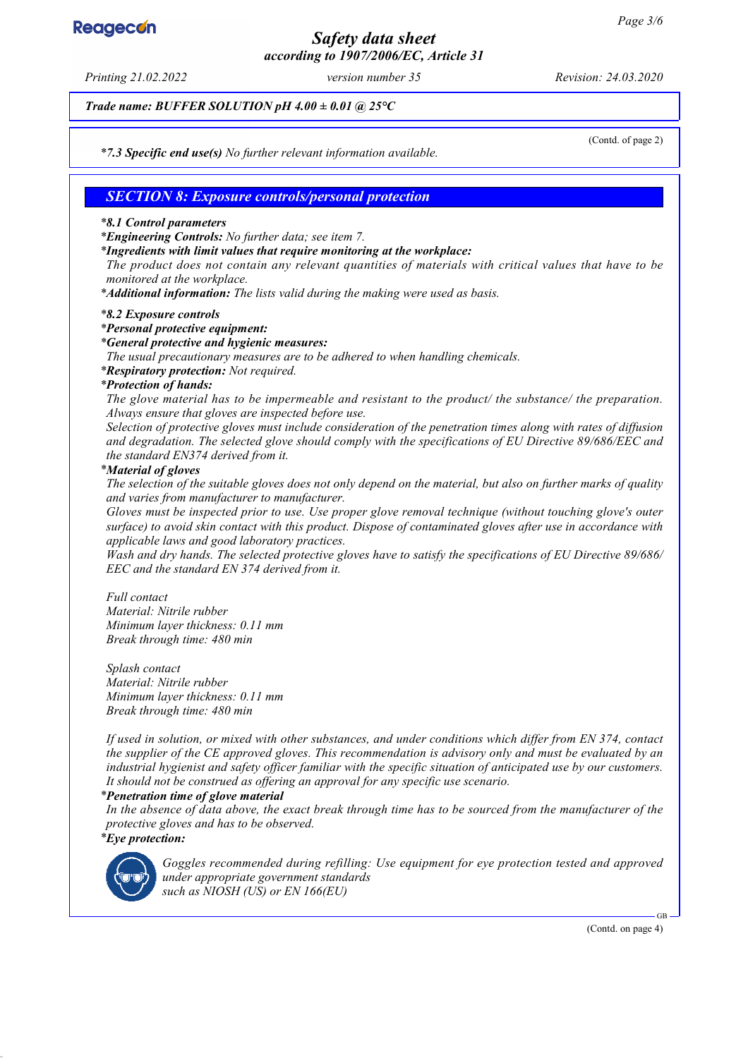Trade name: BUFFER SOLUTION pH 4.00 ± 0.01 @ 25°C

(Contd. of page 2)

**7.3 Specific end use(s)** *No further relevant information available.*

## SECTION 8: Exposure controls/personal protection

**8.1 Control parameters**

**Engineering Controls:** *No further data; see item 7.*

**Ingredients with limit values that require monitoring at the workplace:**

*The product does not contain any relevant quantities of materials with critical values that have to be monitored at the workplace.*

**Additional information:** *The lists valid during the making were used as basis.*

**8.2 Exposure controls**

**Personal protective equipment:**

**General protective and hygienic measures:**

*The usual precautionary measures are to be adhered to when handling chemicals.*

**Respiratory protection:** *Not required.*

**Protection of hands:**

*The glove material has to be impermeable and resistant to the product/ the substance/ the preparation. Always ensure that gloves are inspected before use.*

*Selection of protective gloves must include consideration of the penetration times along with rates of diffusion and degradation. The selected glove should comply with the specifications of EU Directive 89/686/EEC and the standard EN374 derived from it.*

**Material of gloves**

*The selection of the suitable gloves does not only depend on the material, but also on further marks of quality and varies from manufacturer to manufacturer.*

*Gloves must be inspected prior to use. Use proper glove removal technique (without touching glove's outer surface) to avoid skin contact with this product. Dispose of contaminated gloves after use in accordance with applicable laws and good laboratory practices.*

*Wash and dry hands. The selected protective gloves have to satisfy the specifications of EU Directive 89/686/EEC and the standard EN 374 derived from it.*

*Full contact*
*Material: Nitrile rubber*
*Minimum layer thickness: 0.11 mm*
*Break through time: 480 min*

*Splash contact*
*Material: Nitrile rubber*
*Minimum layer thickness: 0.11 mm*
*Break through time: 480 min*

*If used in solution, or mixed with other substances, and under conditions which differ from EN 374, contact the supplier of the CE approved gloves. This recommendation is advisory only and must be evaluated by an industrial hygienist and safety officer familiar with the specific situation of anticipated use by our customers. It should not be construed as offering an approval for any specific use scenario.*

**Penetration time of glove material**

*In the absence of data above, the exact break through time has to be sourced from the manufacturer of the protective gloves and has to be observed.*

**Eye protection:**

*Goggles recommended during refilling: Use equipment for eye protection tested and approved under appropriate government standards such as NIOSH (US) or EN 166(EU)*

(Contd. on page 4)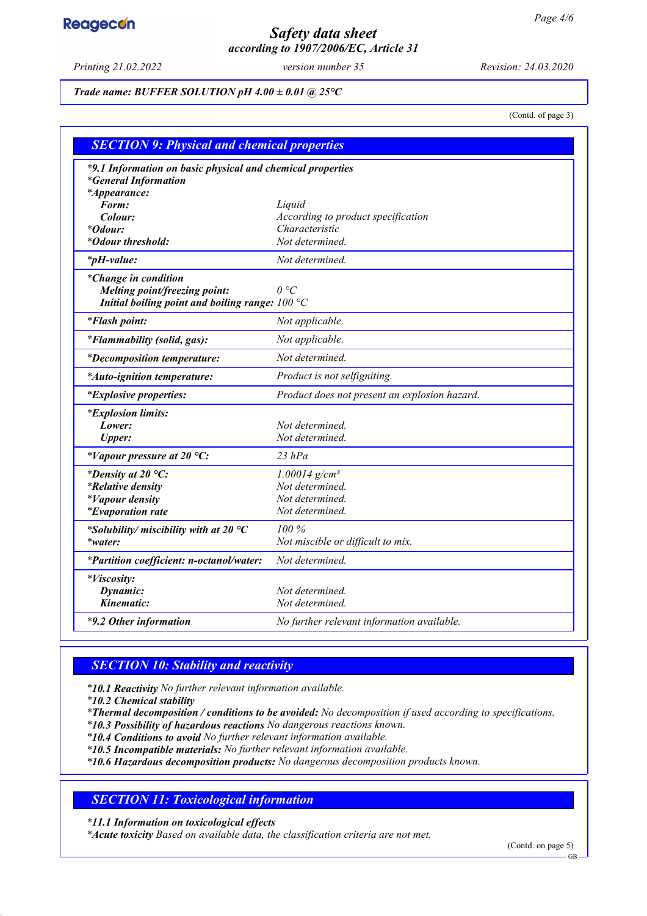*Trade name: BUFFER SOLUTION pH 4.00 ± 0.01 @ 25°C*

(Contd. of page 3)

## SECTION 9: Physical and chemical properties

| | |
|---|---|
| ***9.1 Information on basic physical and chemical properties** | |
| ***General Information** | |
| ***Appearance:** | |
| **Form:** | Liquid |
| **Colour:** | According to product specification |
| ***Odour:** | Characteristic |
| ***Odour threshold:** | Not determined. |
| ***pH-value:** | Not determined. |
| ***Change in condition** | |
| **Melting point/freezing point:** | 0 °C |
| **Initial boiling point and boiling range:** | 100 °C |
| ***Flash point:** | Not applicable. |
| ***Flammability (solid, gas):** | Not applicable. |
| ***Decomposition temperature:** | Not determined. |
| ***Auto-ignition temperature:** | Product is not selfigniting. |
| ***Explosive properties:** | Product does not present an explosion hazard. |
| ***Explosion limits:** | |
| **Lower:** | Not determined. |
| **Upper:** | Not determined. |
| ***Vapour pressure at 20 °C:** | 23 hPa |
| ***Density at 20 °C:** | 1.00014 g/cm³ |
| ***Relative density** | Not determined. |
| ***Vapour density** | Not determined. |
| ***Evaporation rate** | Not determined. |
| ***Solubility/ miscibility with at 20 °C** | 100 % |
| ***water:** | Not miscible or difficult to mix. |
| ***Partition coefficient: n-octanol/water:** | Not determined. |
| ***Viscosity:** | |
| **Dynamic:** | Not determined. |
| **Kinematic:** | Not determined. |
| ***9.2 Other information** | No further relevant information available. |

## SECTION 10: Stability and reactivity

***10.1 Reactivity** No further relevant information available.
***10.2 Chemical stability**
***Thermal decomposition / conditions to be avoided:** No decomposition if used according to specifications.
***10.3 Possibility of hazardous reactions** No dangerous reactions known.
***10.4 Conditions to avoid** No further relevant information available.
***10.5 Incompatible materials:** No further relevant information available.
***10.6 Hazardous decomposition products:** No dangerous decomposition products known.

## SECTION 11: Toxicological information

***11.1 Information on toxicological effects**
***Acute toxicity** Based on available data, the classification criteria are not met.

(Contd. on page 5)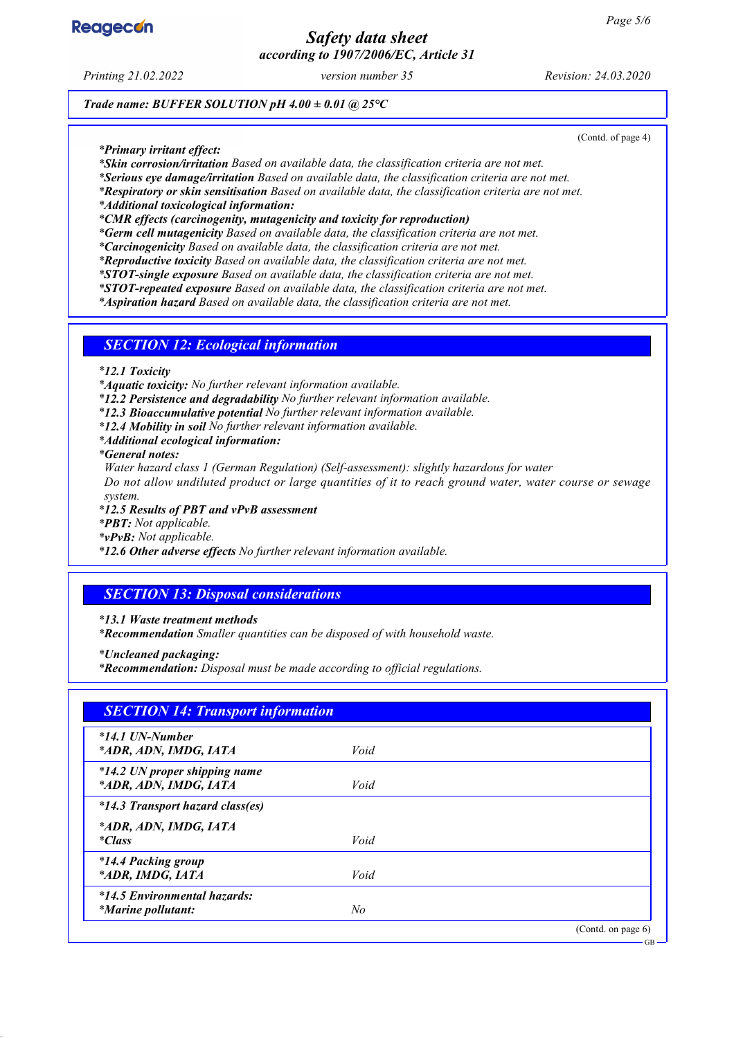*Trade name: BUFFER SOLUTION pH 4.00 ± 0.01 @ 25°C*

(Contd. of page 4)

***Primary irritant effect:**
***Skin corrosion/irritation** Based on available data, the classification criteria are not met.
***Serious eye damage/irritation** Based on available data, the classification criteria are not met.
***Respiratory or skin sensitisation** Based on available data, the classification criteria are not met.
***Additional toxicological information:**
***CMR effects (carcinogenity, mutagenicity and toxicity for reproduction)**
***Germ cell mutagenicity** Based on available data, the classification criteria are not met.
***Carcinogenicity** Based on available data, the classification criteria are not met.
***Reproductive toxicity** Based on available data, the classification criteria are not met.
***STOT-single exposure** Based on available data, the classification criteria are not met.
***STOT-repeated exposure** Based on available data, the classification criteria are not met.
***Aspiration hazard** Based on available data, the classification criteria are not met.

## SECTION 12: Ecological information

***12.1 Toxicity**
***Aquatic toxicity:** No further relevant information available.
***12.2 Persistence and degradability** No further relevant information available.
***12.3 Bioaccumulative potential** No further relevant information available.
***12.4 Mobility in soil** No further relevant information available.
***Additional ecological information:**
***General notes:**
Water hazard class 1 (German Regulation) (Self-assessment): slightly hazardous for water
Do not allow undiluted product or large quantities of it to reach ground water, water course or sewage system.
***12.5 Results of PBT and vPvB assessment**
***PBT:** Not applicable.
***vPvB:** Not applicable.
***12.6 Other adverse effects** No further relevant information available.

## SECTION 13: Disposal considerations

***13.1 Waste treatment methods**
***Recommendation** Smaller quantities can be disposed of with household waste.

***Uncleaned packaging:**
***Recommendation:** Disposal must be made according to official regulations.

## SECTION 14: Transport information

| | |
|---|---|
| ***14.1 UN-Number**<br>***ADR, ADN, IMDG, IATA** | Void |
| ***14.2 UN proper shipping name**<br>***ADR, ADN, IMDG, IATA** | Void |
| ***14.3 Transport hazard class(es)** | |
| ***ADR, ADN, IMDG, IATA**<br>***Class** | Void |
| ***14.4 Packing group**<br>***ADR, IMDG, IATA** | Void |
| ***14.5 Environmental hazards:**<br>***Marine pollutant:** | No |

(Contd. on page 6)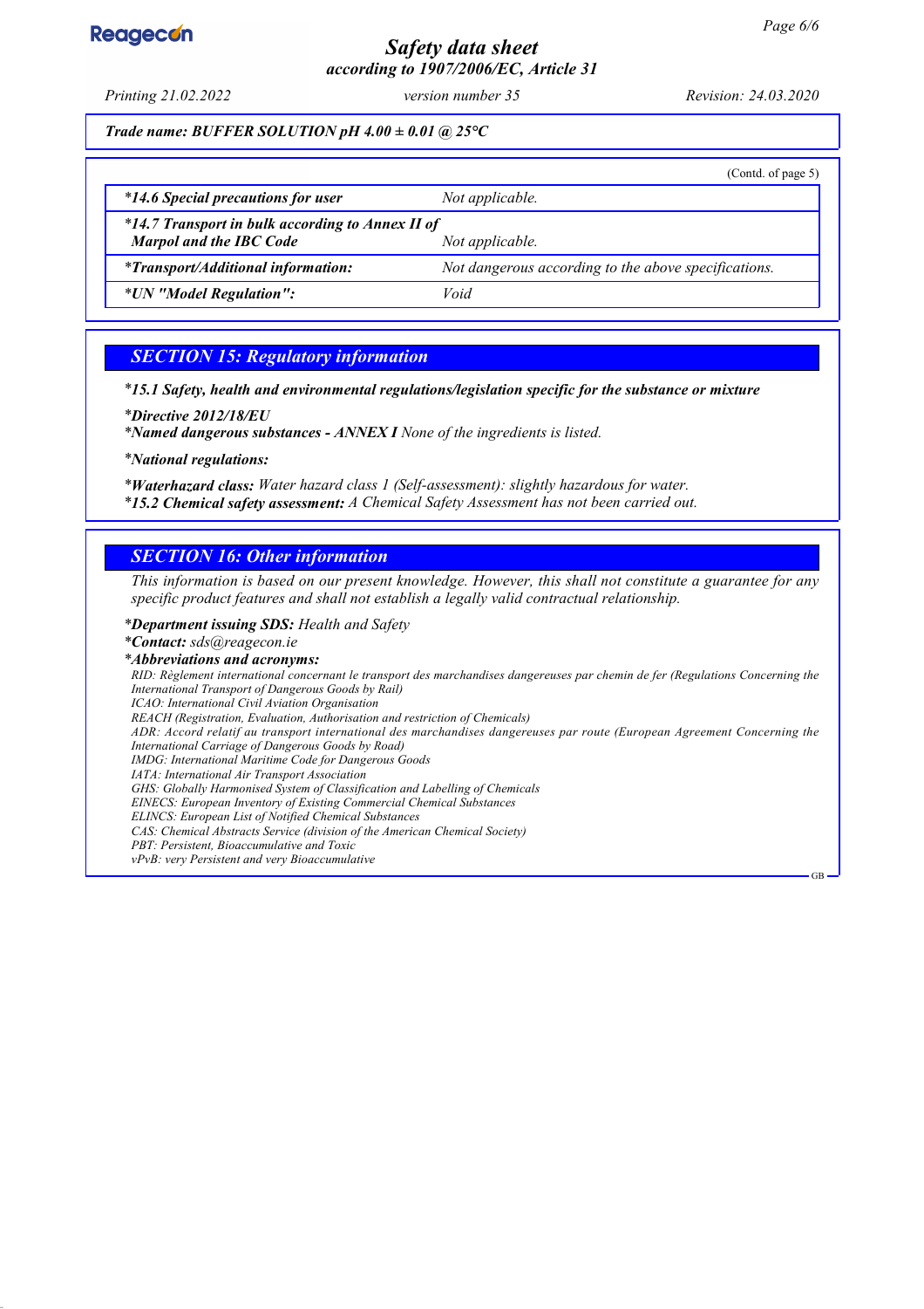**Trade name: BUFFER SOLUTION pH 4.00 ± 0.01 @ 25°C**

(Contd. of page 5)

| | |
|---|---|
| ***14.6 Special precautions for user** | *Not applicable.* |
| ***14.7 Transport in bulk according to Annex II of Marpol and the IBC Code** | *Not applicable.* |
| ***Transport/Additional information:** | *Not dangerous according to the above specifications.* |
| ***UN "Model Regulation":** | *Void* |

## SECTION 15: Regulatory information

***15.1 Safety, health and environmental regulations/legislation specific for the substance or mixture**

***Directive 2012/18/EU**

***Named dangerous substances - ANNEX I** *None of the ingredients is listed.*

***National regulations:**

***Waterhazard class:** *Water hazard class 1 (Self-assessment): slightly hazardous for water.*

***15.2 Chemical safety assessment:** *A Chemical Safety Assessment has not been carried out.*

## SECTION 16: Other information

*This information is based on our present knowledge. However, this shall not constitute a guarantee for any specific product features and shall not establish a legally valid contractual relationship.*

***Department issuing SDS:** *Health and Safety*

***Contact:** *sds@reagecon.ie*

***Abbreviations and acronyms:**

*RID: Règlement international concernant le transport des marchandises dangereuses par chemin de fer (Regulations Concerning the International Transport of Dangerous Goods by Rail)*
*ICAO: International Civil Aviation Organisation*
*REACH (Registration, Evaluation, Authorisation and restriction of Chemicals)*
*ADR: Accord relatif au transport international des marchandises dangereuses par route (European Agreement Concerning the International Carriage of Dangerous Goods by Road)*
*IMDG: International Maritime Code for Dangerous Goods*
*IATA: International Air Transport Association*
*GHS: Globally Harmonised System of Classification and Labelling of Chemicals*
*EINECS: European Inventory of Existing Commercial Chemical Substances*
*ELINCS: European List of Notified Chemical Substances*
*CAS: Chemical Abstracts Service (division of the American Chemical Society)*
*PBT: Persistent, Bioaccumulative and Toxic*
*vPvB: very Persistent and very Bioaccumulative*